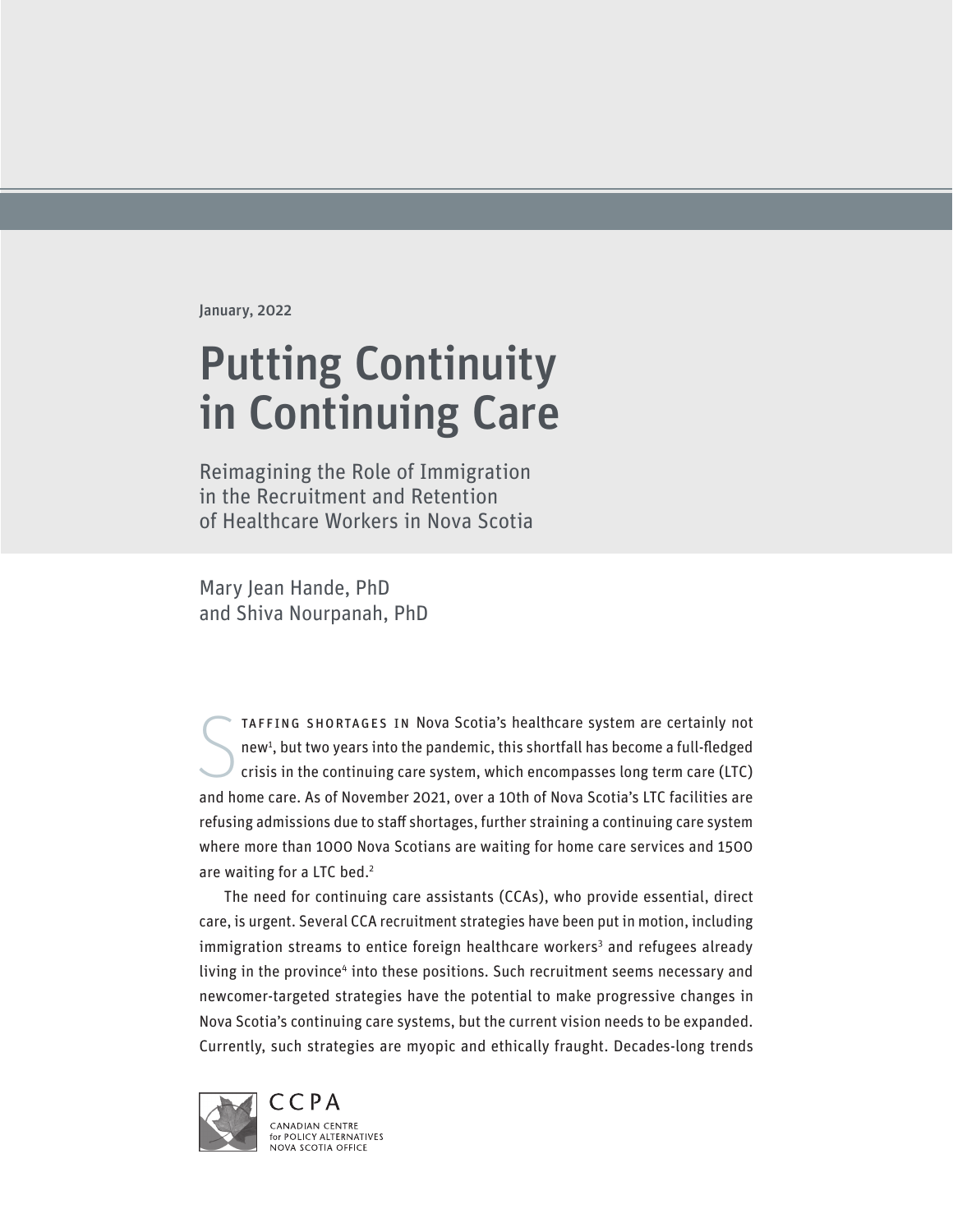January, 2022

# Putting Continuity in Continuing Care

## Reimagining the Role of Immigration in the Recruitment and Retention of Healthcare Workers in Nova Scotia

Mary Jean Hande, PhD
and Shiva Nourpanah, PhD

STAFFING SHORTAGES IN Nova Scotia's healthcare system are certainly not new[1], but two years into the pandemic, this shortfall has become a full-fledged crisis in the continuing care system, which encompasses long term care (LTC) and home care. As of November 2021, over a 10th of Nova Scotia's LTC facilities are refusing admissions due to staff shortages, further straining a continuing care system where more than 1000 Nova Scotians are waiting for home care services and 1500 are waiting for a LTC bed.[2]

The need for continuing care assistants (CCAs), who provide essential, direct care, is urgent. Several CCA recruitment strategies have been put in motion, including immigration streams to entice foreign healthcare workers[3] and refugees already living in the province[4] into these positions. Such recruitment seems necessary and newcomer-targeted strategies have the potential to make progressive changes in Nova Scotia's continuing care systems, but the current vision needs to be expanded. Currently, such strategies are myopic and ethically fraught. Decades-long trends

CCPA
CANADIAN CENTRE for POLICY ALTERNATIVES
NOVA SCOTIA OFFICE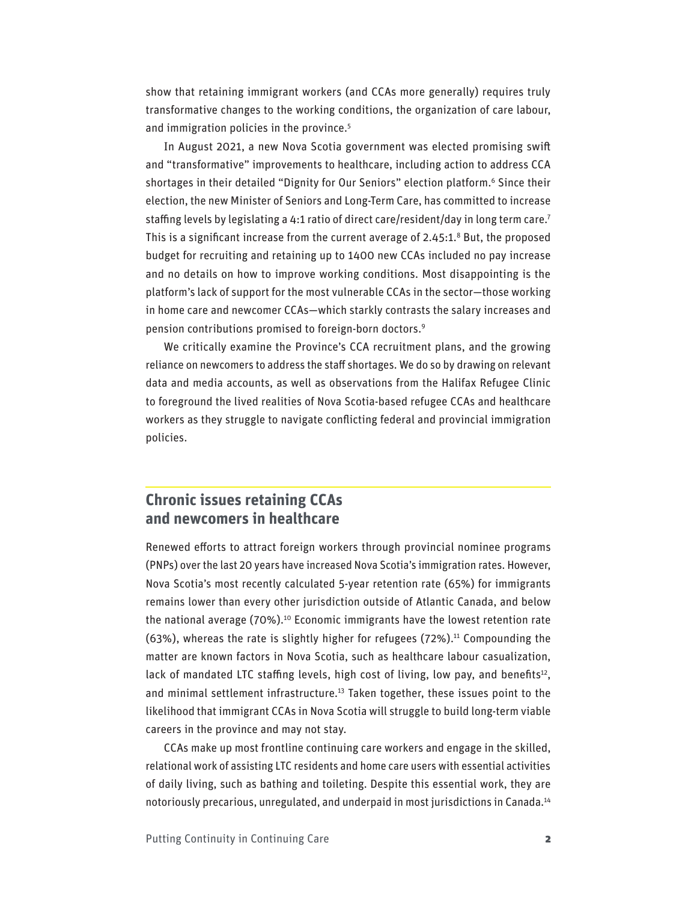show that retaining immigrant workers (and CCAs more generally) requires truly transformative changes to the working conditions, the organization of care labour, and immigration policies in the province.[5]

In August 2021, a new Nova Scotia government was elected promising swift and "transformative" improvements to healthcare, including action to address CCA shortages in their detailed "Dignity for Our Seniors" election platform.[6] Since their election, the new Minister of Seniors and Long-Term Care, has committed to increase staffing levels by legislating a 4:1 ratio of direct care/resident/day in long term care.[7] This is a significant increase from the current average of 2.45:1.[8] But, the proposed budget for recruiting and retaining up to 1400 new CCAs included no pay increase and no details on how to improve working conditions. Most disappointing is the platform's lack of support for the most vulnerable CCAs in the sector—those working in home care and newcomer CCAs—which starkly contrasts the salary increases and pension contributions promised to foreign-born doctors.[9]

We critically examine the Province's CCA recruitment plans, and the growing reliance on newcomers to address the staff shortages. We do so by drawing on relevant data and media accounts, as well as observations from the Halifax Refugee Clinic to foreground the lived realities of Nova Scotia-based refugee CCAs and healthcare workers as they struggle to navigate conflicting federal and provincial immigration policies.

## Chronic issues retaining CCAs and newcomers in healthcare

Renewed efforts to attract foreign workers through provincial nominee programs (PNPs) over the last 20 years have increased Nova Scotia's immigration rates. However, Nova Scotia's most recently calculated 5-year retention rate (65%) for immigrants remains lower than every other jurisdiction outside of Atlantic Canada, and below the national average (70%).[10] Economic immigrants have the lowest retention rate (63%), whereas the rate is slightly higher for refugees (72%).[11] Compounding the matter are known factors in Nova Scotia, such as healthcare labour casualization, lack of mandated LTC staffing levels, high cost of living, low pay, and benefits[12], and minimal settlement infrastructure.[13] Taken together, these issues point to the likelihood that immigrant CCAs in Nova Scotia will struggle to build long-term viable careers in the province and may not stay.

CCAs make up most frontline continuing care workers and engage in the skilled, relational work of assisting LTC residents and home care users with essential activities of daily living, such as bathing and toileting. Despite this essential work, they are notoriously precarious, unregulated, and underpaid in most jurisdictions in Canada.[14]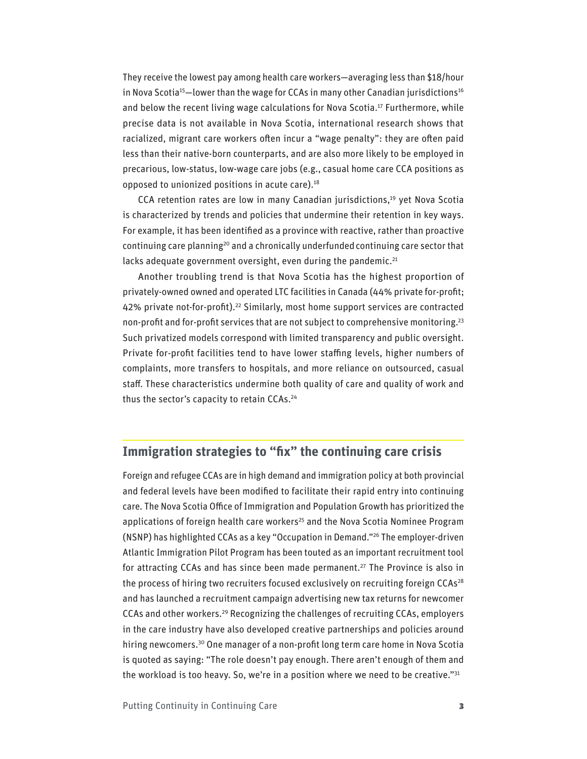They receive the lowest pay among health care workers—averaging less than $18/hour in Nova Scotia[15]—lower than the wage for CCAs in many other Canadian jurisdictions[16] and below the recent living wage calculations for Nova Scotia.[17] Furthermore, while precise data is not available in Nova Scotia, international research shows that racialized, migrant care workers often incur a "wage penalty": they are often paid less than their native-born counterparts, and are also more likely to be employed in precarious, low-status, low-wage care jobs (e.g., casual home care CCA positions as opposed to unionized positions in acute care).[18]

CCA retention rates are low in many Canadian jurisdictions,[19] yet Nova Scotia is characterized by trends and policies that undermine their retention in key ways. For example, it has been identified as a province with reactive, rather than proactive continuing care planning[20] and a chronically underfunded continuing care sector that lacks adequate government oversight, even during the pandemic.[21]

Another troubling trend is that Nova Scotia has the highest proportion of privately-owned owned and operated LTC facilities in Canada (44% private for-profit; 42% private not-for-profit).[22] Similarly, most home support services are contracted non-profit and for-profit services that are not subject to comprehensive monitoring.[23] Such privatized models correspond with limited transparency and public oversight. Private for-profit facilities tend to have lower staffing levels, higher numbers of complaints, more transfers to hospitals, and more reliance on outsourced, casual staff. These characteristics undermine both quality of care and quality of work and thus the sector's capacity to retain CCAs.[24]

## Immigration strategies to "fix" the continuing care crisis

Foreign and refugee CCAs are in high demand and immigration policy at both provincial and federal levels have been modified to facilitate their rapid entry into continuing care. The Nova Scotia Office of Immigration and Population Growth has prioritized the applications of foreign health care workers[25] and the Nova Scotia Nominee Program (NSNP) has highlighted CCAs as a key "Occupation in Demand."[26] The employer-driven Atlantic Immigration Pilot Program has been touted as an important recruitment tool for attracting CCAs and has since been made permanent.[27] The Province is also in the process of hiring two recruiters focused exclusively on recruiting foreign CCAs[28] and has launched a recruitment campaign advertising new tax returns for newcomer CCAs and other workers.[29] Recognizing the challenges of recruiting CCAs, employers in the care industry have also developed creative partnerships and policies around hiring newcomers.[30] One manager of a non-profit long term care home in Nova Scotia is quoted as saying: "The role doesn't pay enough. There aren't enough of them and the workload is too heavy. So, we're in a position where we need to be creative."[31]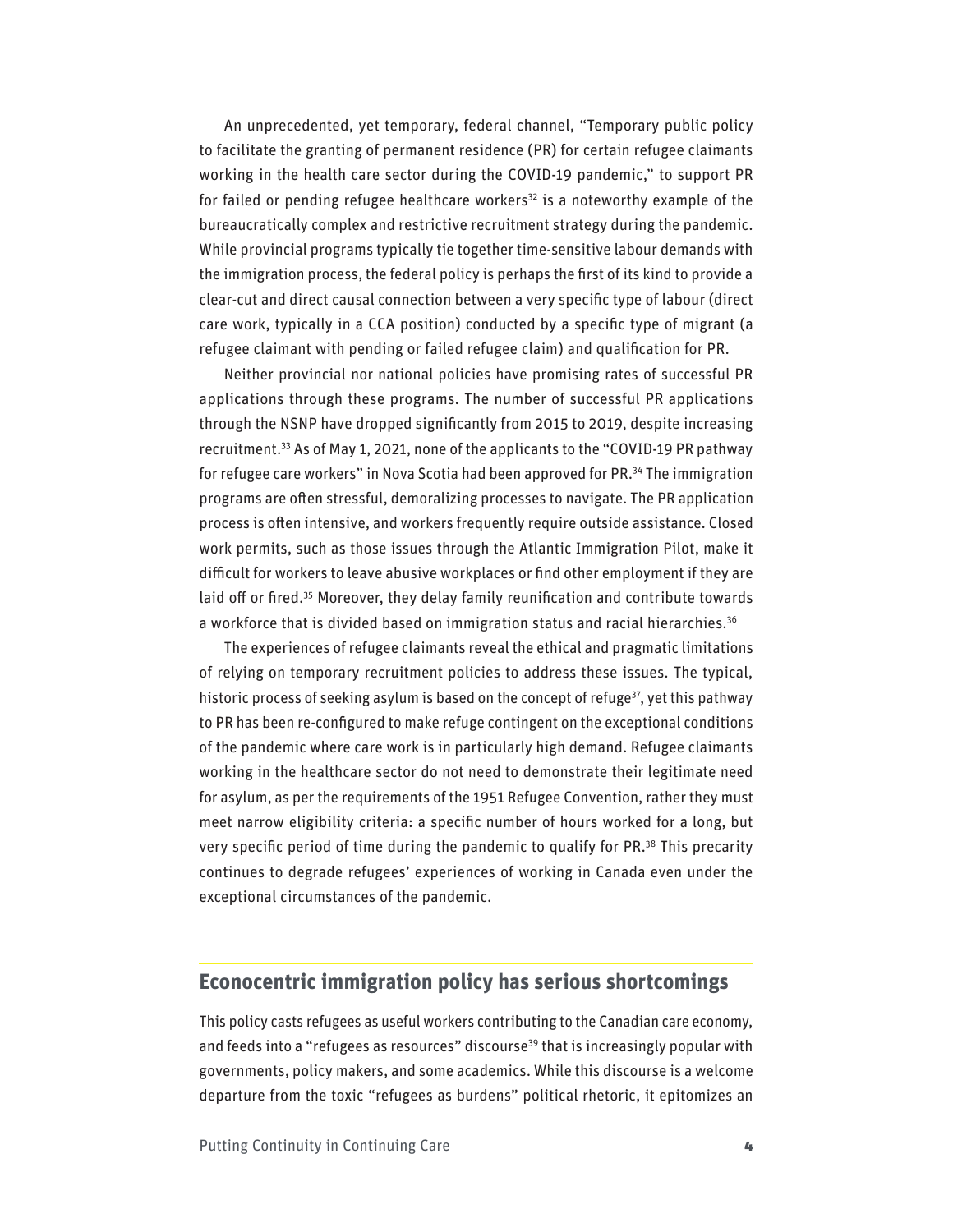An unprecedented, yet temporary, federal channel, "Temporary public policy to facilitate the granting of permanent residence (PR) for certain refugee claimants working in the health care sector during the COVID-19 pandemic," to support PR for failed or pending refugee healthcare workers[32] is a noteworthy example of the bureaucratically complex and restrictive recruitment strategy during the pandemic. While provincial programs typically tie together time-sensitive labour demands with the immigration process, the federal policy is perhaps the first of its kind to provide a clear-cut and direct causal connection between a very specific type of labour (direct care work, typically in a CCA position) conducted by a specific type of migrant (a refugee claimant with pending or failed refugee claim) and qualification for PR.

Neither provincial nor national policies have promising rates of successful PR applications through these programs. The number of successful PR applications through the NSNP have dropped significantly from 2015 to 2019, despite increasing recruitment.[33] As of May 1, 2021, none of the applicants to the "COVID-19 PR pathway for refugee care workers" in Nova Scotia had been approved for PR.[34] The immigration programs are often stressful, demoralizing processes to navigate. The PR application process is often intensive, and workers frequently require outside assistance. Closed work permits, such as those issues through the Atlantic Immigration Pilot, make it difficult for workers to leave abusive workplaces or find other employment if they are laid off or fired.[35] Moreover, they delay family reunification and contribute towards a workforce that is divided based on immigration status and racial hierarchies.[36]

The experiences of refugee claimants reveal the ethical and pragmatic limitations of relying on temporary recruitment policies to address these issues. The typical, historic process of seeking asylum is based on the concept of refuge[37], yet this pathway to PR has been re-configured to make refuge contingent on the exceptional conditions of the pandemic where care work is in particularly high demand. Refugee claimants working in the healthcare sector do not need to demonstrate their legitimate need for asylum, as per the requirements of the 1951 Refugee Convention, rather they must meet narrow eligibility criteria: a specific number of hours worked for a long, but very specific period of time during the pandemic to qualify for PR.[38] This precarity continues to degrade refugees' experiences of working in Canada even under the exceptional circumstances of the pandemic.

## Econocentric immigration policy has serious shortcomings

This policy casts refugees as useful workers contributing to the Canadian care economy, and feeds into a "refugees as resources" discourse[39] that is increasingly popular with governments, policy makers, and some academics. While this discourse is a welcome departure from the toxic "refugees as burdens" political rhetoric, it epitomizes an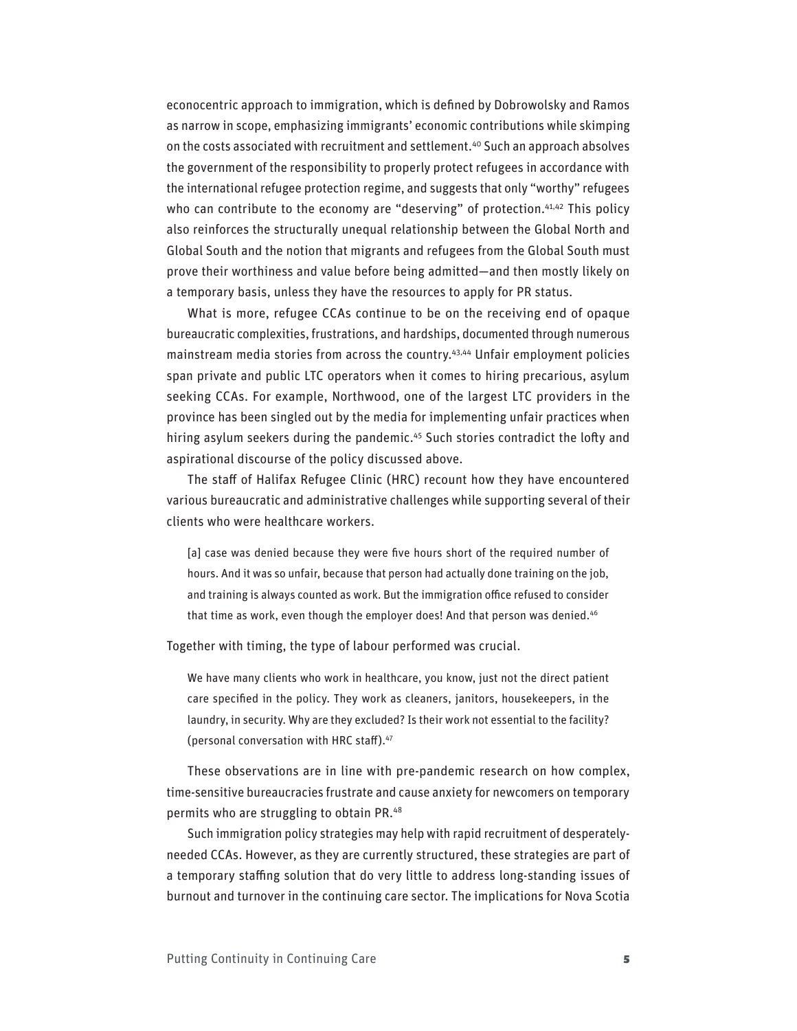econocentric approach to immigration, which is defined by Dobrowolsky and Ramos as narrow in scope, emphasizing immigrants' economic contributions while skimping on the costs associated with recruitment and settlement.[40] Such an approach absolves the government of the responsibility to properly protect refugees in accordance with the international refugee protection regime, and suggests that only "worthy" refugees who can contribute to the economy are "deserving" of protection.[41,42] This policy also reinforces the structurally unequal relationship between the Global North and Global South and the notion that migrants and refugees from the Global South must prove their worthiness and value before being admitted—and then mostly likely on a temporary basis, unless they have the resources to apply for PR status.

What is more, refugee CCAs continue to be on the receiving end of opaque bureaucratic complexities, frustrations, and hardships, documented through numerous mainstream media stories from across the country.[43,44] Unfair employment policies span private and public LTC operators when it comes to hiring precarious, asylum seeking CCAs. For example, Northwood, one of the largest LTC providers in the province has been singled out by the media for implementing unfair practices when hiring asylum seekers during the pandemic.[45] Such stories contradict the lofty and aspirational discourse of the policy discussed above.

The staff of Halifax Refugee Clinic (HRC) recount how they have encountered various bureaucratic and administrative challenges while supporting several of their clients who were healthcare workers.

> [a] case was denied because they were five hours short of the required number of hours. And it was so unfair, because that person had actually done training on the job, and training is always counted as work. But the immigration office refused to consider that time as work, even though the employer does! And that person was denied.[46]

Together with timing, the type of labour performed was crucial.

> We have many clients who work in healthcare, you know, just not the direct patient care specified in the policy. They work as cleaners, janitors, housekeepers, in the laundry, in security. Why are they excluded? Is their work not essential to the facility? (personal conversation with HRC staff).[47]

These observations are in line with pre-pandemic research on how complex, time-sensitive bureaucracies frustrate and cause anxiety for newcomers on temporary permits who are struggling to obtain PR.[48]

Such immigration policy strategies may help with rapid recruitment of desperately-needed CCAs. However, as they are currently structured, these strategies are part of a temporary staffing solution that do very little to address long-standing issues of burnout and turnover in the continuing care sector. The implications for Nova Scotia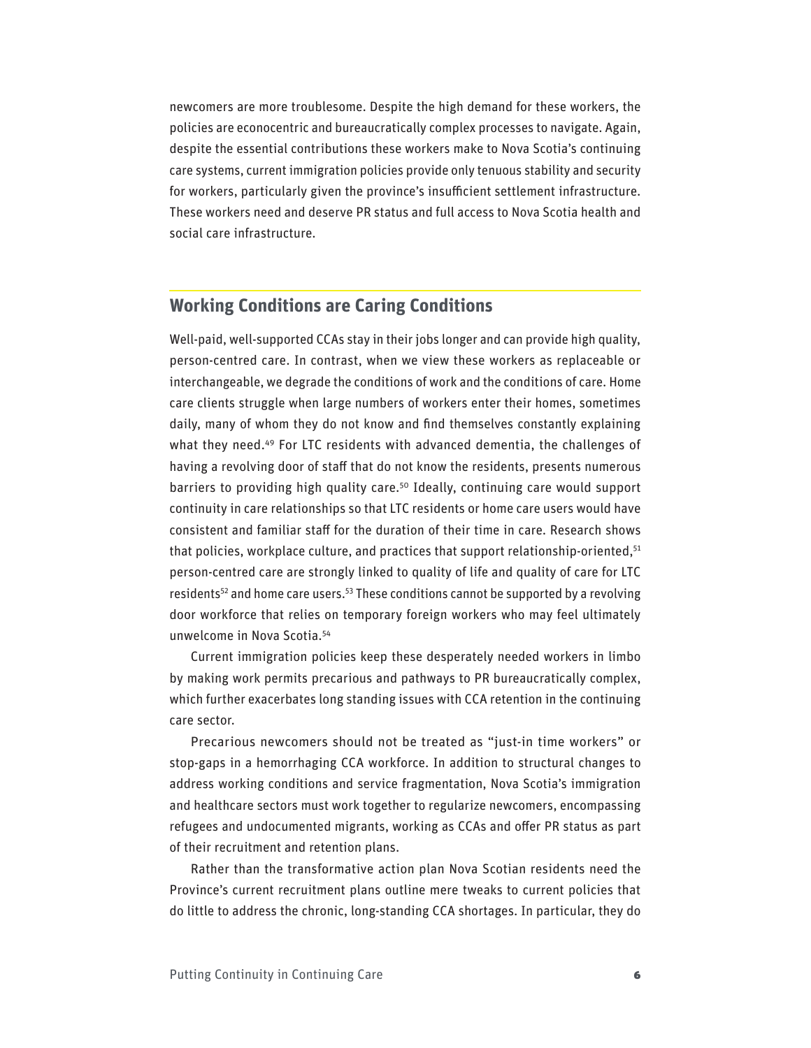newcomers are more troublesome. Despite the high demand for these workers, the policies are econocentric and bureaucratically complex processes to navigate. Again, despite the essential contributions these workers make to Nova Scotia's continuing care systems, current immigration policies provide only tenuous stability and security for workers, particularly given the province's insufficient settlement infrastructure. These workers need and deserve PR status and full access to Nova Scotia health and social care infrastructure.

## Working Conditions are Caring Conditions

Well-paid, well-supported CCAs stay in their jobs longer and can provide high quality, person-centred care. In contrast, when we view these workers as replaceable or interchangeable, we degrade the conditions of work and the conditions of care. Home care clients struggle when large numbers of workers enter their homes, sometimes daily, many of whom they do not know and find themselves constantly explaining what they need.[49] For LTC residents with advanced dementia, the challenges of having a revolving door of staff that do not know the residents, presents numerous barriers to providing high quality care.[50] Ideally, continuing care would support continuity in care relationships so that LTC residents or home care users would have consistent and familiar staff for the duration of their time in care. Research shows that policies, workplace culture, and practices that support relationship-oriented,[51] person-centred care are strongly linked to quality of life and quality of care for LTC residents[52] and home care users.[53] These conditions cannot be supported by a revolving door workforce that relies on temporary foreign workers who may feel ultimately unwelcome in Nova Scotia.[54]

Current immigration policies keep these desperately needed workers in limbo by making work permits precarious and pathways to PR bureaucratically complex, which further exacerbates long standing issues with CCA retention in the continuing care sector.

Precarious newcomers should not be treated as "just-in time workers" or stop-gaps in a hemorrhaging CCA workforce. In addition to structural changes to address working conditions and service fragmentation, Nova Scotia's immigration and healthcare sectors must work together to regularize newcomers, encompassing refugees and undocumented migrants, working as CCAs and offer PR status as part of their recruitment and retention plans.

Rather than the transformative action plan Nova Scotian residents need the Province's current recruitment plans outline mere tweaks to current policies that do little to address the chronic, long-standing CCA shortages. In particular, they do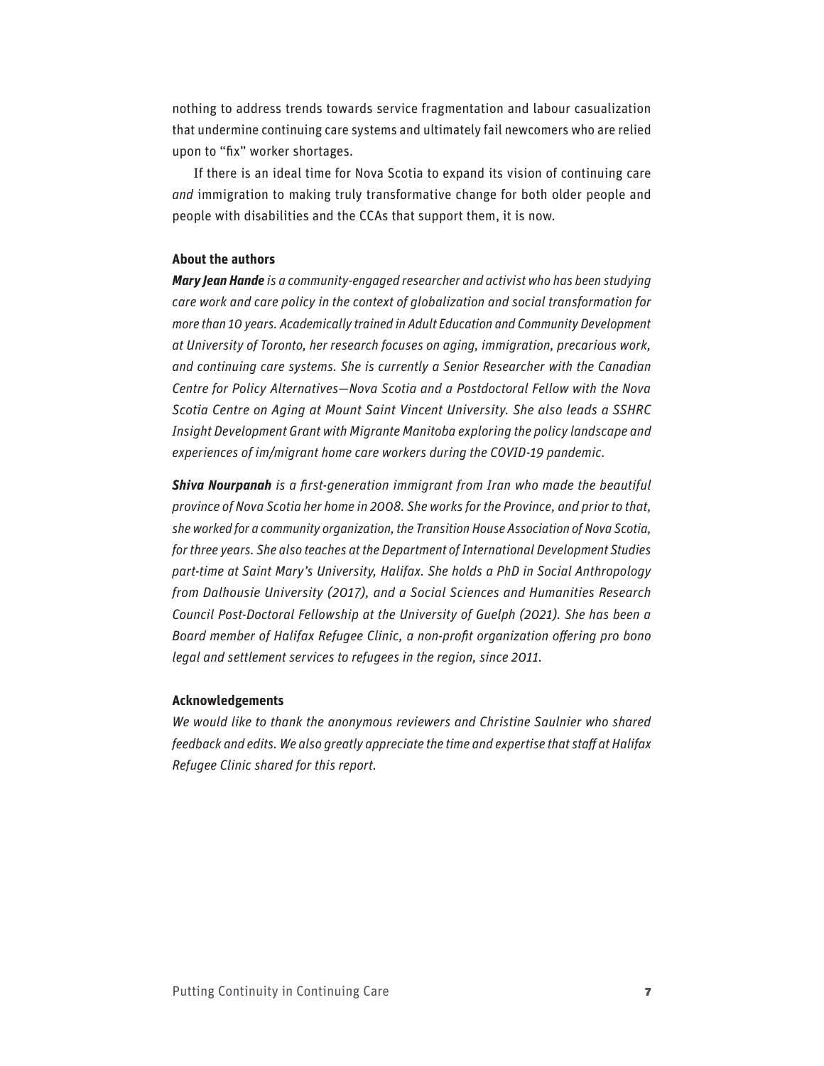nothing to address trends towards service fragmentation and labour casualization that undermine continuing care systems and ultimately fail newcomers who are relied upon to "fix" worker shortages.

If there is an ideal time for Nova Scotia to expand its vision of continuing care *and* immigration to making truly transformative change for both older people and people with disabilities and the CCAs that support them, it is now.

**About the authors**

***Mary Jean Hande*** *is a community-engaged researcher and activist who has been studying care work and care policy in the context of globalization and social transformation for more than 10 years. Academically trained in Adult Education and Community Development at University of Toronto, her research focuses on aging, immigration, precarious work, and continuing care systems. She is currently a Senior Researcher with the Canadian Centre for Policy Alternatives—Nova Scotia and a Postdoctoral Fellow with the Nova Scotia Centre on Aging at Mount Saint Vincent University. She also leads a SSHRC Insight Development Grant with Migrante Manitoba exploring the policy landscape and experiences of im/migrant home care workers during the COVID-19 pandemic.*

***Shiva Nourpanah*** *is a first-generation immigrant from Iran who made the beautiful province of Nova Scotia her home in 2008. She works for the Province, and prior to that, she worked for a community organization, the Transition House Association of Nova Scotia, for three years. She also teaches at the Department of International Development Studies part-time at Saint Mary's University, Halifax. She holds a PhD in Social Anthropology from Dalhousie University (2017), and a Social Sciences and Humanities Research Council Post-Doctoral Fellowship at the University of Guelph (2021). She has been a Board member of Halifax Refugee Clinic, a non-profit organization offering pro bono legal and settlement services to refugees in the region, since 2011.*

**Acknowledgements**

*We would like to thank the anonymous reviewers and Christine Saulnier who shared feedback and edits. We also greatly appreciate the time and expertise that staff at Halifax Refugee Clinic shared for this report.*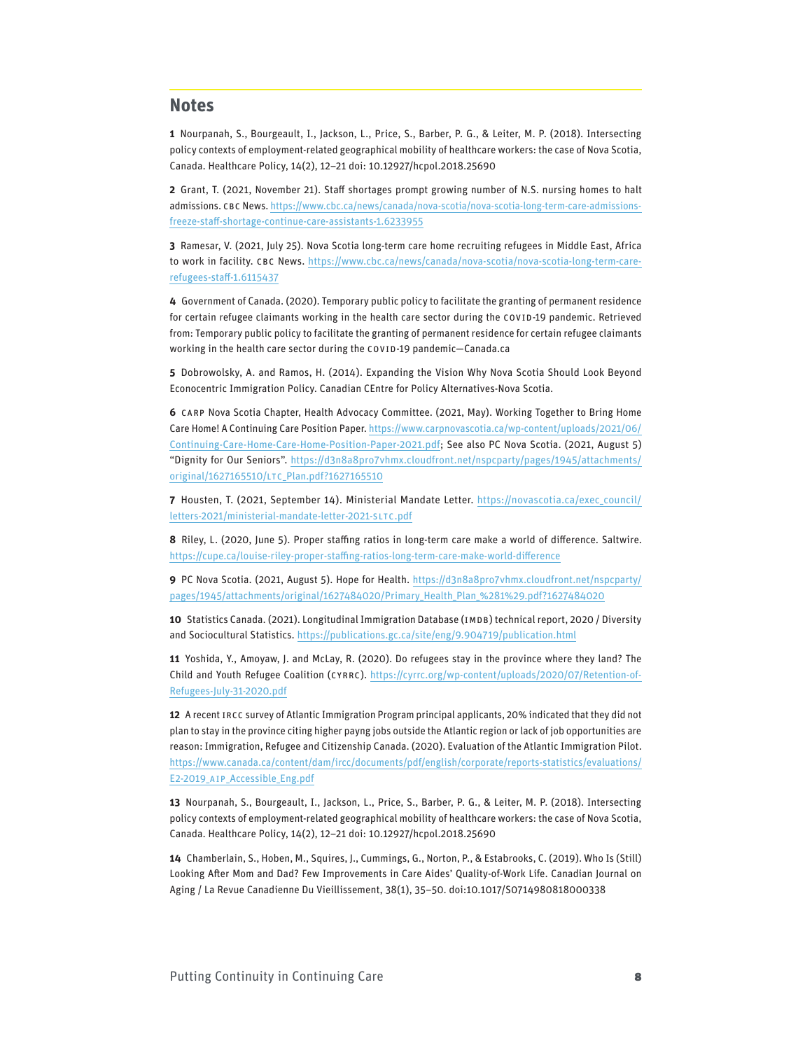## Notes

**1** Nourpanah, S., Bourgeault, I., Jackson, L., Price, S., Barber, P. G., & Leiter, M. P. (2018). Intersecting policy contexts of employment-related geographical mobility of healthcare workers: the case of Nova Scotia, Canada. Healthcare Policy, 14(2), 12–21 doi: 10.12927/hcpol.2018.25690

**2** Grant, T. (2021, November 21). Staff shortages prompt growing number of N.S. nursing homes to halt admissions. CBC News. https://www.cbc.ca/news/canada/nova-scotia/nova-scotia-long-term-care-admissions-freeze-staff-shortage-continue-care-assistants-1.6233955

**3** Ramesar, V. (2021, July 25). Nova Scotia long-term care home recruiting refugees in Middle East, Africa to work in facility. CBC News. https://www.cbc.ca/news/canada/nova-scotia/nova-scotia-long-term-care-refugees-staff-1.6115437

**4** Government of Canada. (2020). Temporary public policy to facilitate the granting of permanent residence for certain refugee claimants working in the health care sector during the COVID-19 pandemic. Retrieved from: Temporary public policy to facilitate the granting of permanent residence for certain refugee claimants working in the health care sector during the COVID-19 pandemic—Canada.ca

**5** Dobrowolsky, A. and Ramos, H. (2014). Expanding the Vision Why Nova Scotia Should Look Beyond Econocentric Immigration Policy. Canadian CEntre for Policy Alternatives-Nova Scotia.

**6** CARP Nova Scotia Chapter, Health Advocacy Committee. (2021, May). Working Together to Bring Home Care Home! A Continuing Care Position Paper. https://www.carpnovascotia.ca/wp-content/uploads/2021/06/Continuing-Care-Home-Care-Home-Position-Paper-2021.pdf; See also PC Nova Scotia. (2021, August 5) "Dignity for Our Seniors". https://d3n8a8pro7vhmx.cloudfront.net/nspcparty/pages/1945/attachments/original/1627165510/LTC_Plan.pdf?1627165510

**7** Housten, T. (2021, September 14). Ministerial Mandate Letter. https://novascotia.ca/exec_council/letters-2021/ministerial-mandate-letter-2021-SLTC.pdf

**8** Riley, L. (2020, June 5). Proper staffing ratios in long-term care make a world of difference. Saltwire. https://cupe.ca/louise-riley-proper-staffing-ratios-long-term-care-make-world-difference

**9** PC Nova Scotia. (2021, August 5). Hope for Health. https://d3n8a8pro7vhmx.cloudfront.net/nspcparty/pages/1945/attachments/original/1627484020/Primary_Health_Plan_%281%29.pdf?1627484020

**10** Statistics Canada. (2021). Longitudinal Immigration Database (IMDB) technical report, 2020 / Diversity and Sociocultural Statistics. https://publications.gc.ca/site/eng/9.904719/publication.html

**11** Yoshida, Y., Amoyaw, J. and McLay, R. (2020). Do refugees stay in the province where they land? The Child and Youth Refugee Coalition (CYRRC). https://cyrrc.org/wp-content/uploads/2020/07/Retention-of-Refugees-July-31-2020.pdf

**12** A recent IRCC survey of Atlantic Immigration Program principal applicants, 20% indicated that they did not plan to stay in the province citing higher payng jobs outside the Atlantic region or lack of job opportunities are reason: Immigration, Refugee and Citizenship Canada. (2020). Evaluation of the Atlantic Immigration Pilot. https://www.canada.ca/content/dam/ircc/documents/pdf/english/corporate/reports-statistics/evaluations/E2-2019_AIP_Accessible_Eng.pdf

**13** Nourpanah, S., Bourgeault, I., Jackson, L., Price, S., Barber, P. G., & Leiter, M. P. (2018). Intersecting policy contexts of employment-related geographical mobility of healthcare workers: the case of Nova Scotia, Canada. Healthcare Policy, 14(2), 12–21 doi: 10.12927/hcpol.2018.25690

**14** Chamberlain, S., Hoben, M., Squires, J., Cummings, G., Norton, P., & Estabrooks, C. (2019). Who Is (Still) Looking After Mom and Dad? Few Improvements in Care Aides' Quality-of-Work Life. Canadian Journal on Aging / La Revue Canadienne Du Vieillissement, 38(1), 35–50. doi:10.1017/S0714980818000338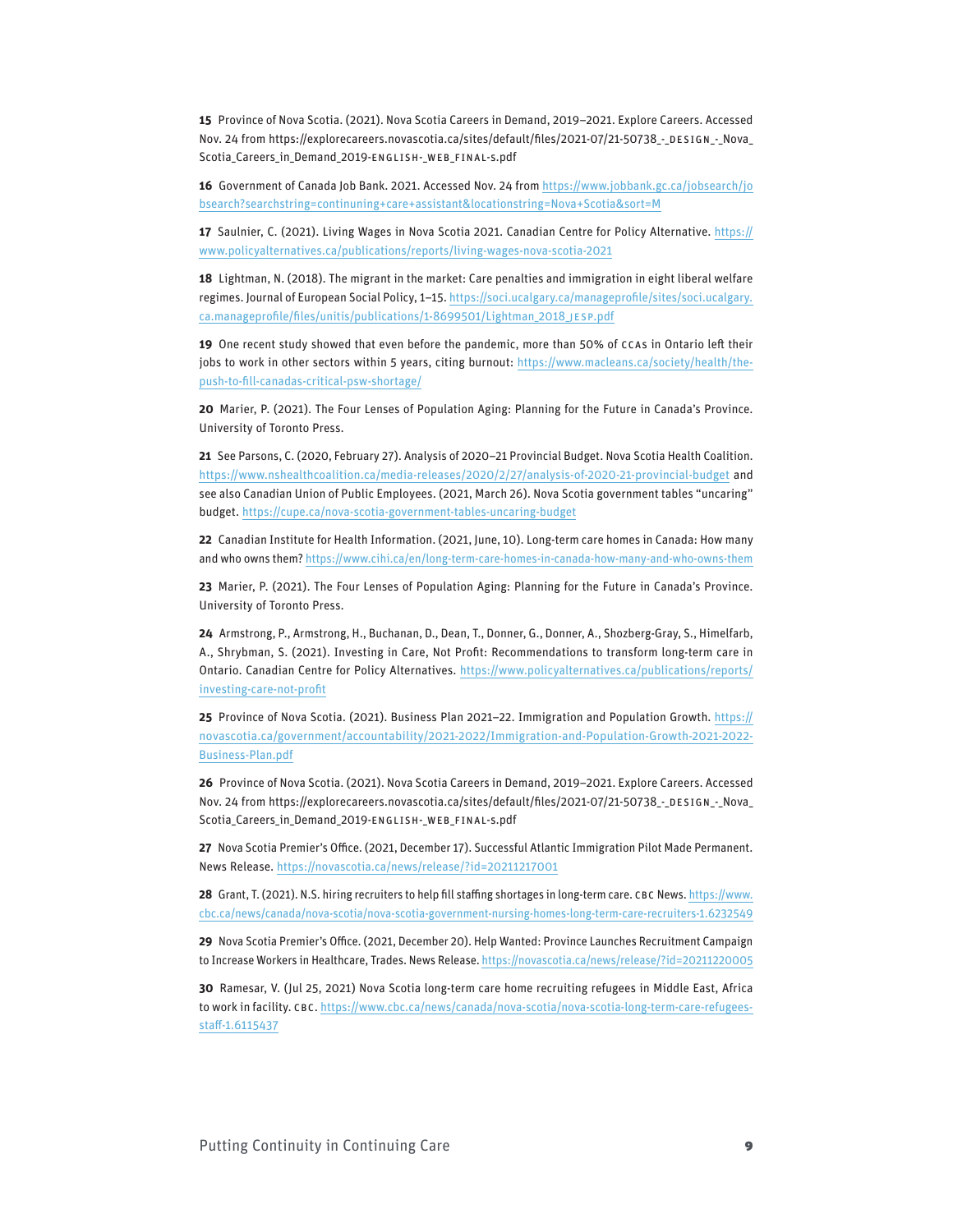**15** Province of Nova Scotia. (2021). Nova Scotia Careers in Demand, 2019–2021. Explore Careers. Accessed Nov. 24 from https://explorecareers.novascotia.ca/sites/default/files/2021-07/21-50738_-_DESIGN_-_Nova_Scotia_Careers_in_Demand_2019-ENGLISH-_WEB_FINAL-S.pdf

**16** Government of Canada Job Bank. 2021. Accessed Nov. 24 from https://www.jobbank.gc.ca/jobsearch/jobsearch?searchstring=continuing+care+assistant&locationstring=Nova+Scotia&sort=M

**17** Saulnier, C. (2021). Living Wages in Nova Scotia 2021. Canadian Centre for Policy Alternative. https://www.policyalternatives.ca/publications/reports/living-wages-nova-scotia-2021

**18** Lightman, N. (2018). The migrant in the market: Care penalties and immigration in eight liberal welfare regimes. Journal of European Social Policy, 1–15. https://soci.ucalgary.ca/manageprofile/sites/soci.ucalgary.ca.manageprofile/files/unitis/publications/1-8699501/Lightman_2018_JESP.pdf

**19** One recent study showed that even before the pandemic, more than 50% of CCAs in Ontario left their jobs to work in other sectors within 5 years, citing burnout: https://www.macleans.ca/society/health/the-push-to-fill-canadas-critical-psw-shortage/

**20** Marier, P. (2021). The Four Lenses of Population Aging: Planning for the Future in Canada's Province. University of Toronto Press.

**21** See Parsons, C. (2020, February 27). Analysis of 2020–21 Provincial Budget. Nova Scotia Health Coalition. https://www.nshealthcoalition.ca/media-releases/2020/2/27/analysis-of-2020-21-provincial-budget and see also Canadian Union of Public Employees. (2021, March 26). Nova Scotia government tables "uncaring" budget. https://cupe.ca/nova-scotia-government-tables-uncaring-budget

**22** Canadian Institute for Health Information. (2021, June, 10). Long-term care homes in Canada: How many and who owns them? https://www.cihi.ca/en/long-term-care-homes-in-canada-how-many-and-who-owns-them

**23** Marier, P. (2021). The Four Lenses of Population Aging: Planning for the Future in Canada's Province. University of Toronto Press.

**24** Armstrong, P., Armstrong, H., Buchanan, D., Dean, T., Donner, G., Donner, A., Shozberg-Gray, S., Himelfarb, A., Shrybman, S. (2021). Investing in Care, Not Profit: Recommendations to transform long-term care in Ontario. Canadian Centre for Policy Alternatives. https://www.policyalternatives.ca/publications/reports/investing-care-not-profit

**25** Province of Nova Scotia. (2021). Business Plan 2021–22. Immigration and Population Growth. https://novascotia.ca/government/accountability/2021-2022/Immigration-and-Population-Growth-2021-2022-Business-Plan.pdf

**26** Province of Nova Scotia. (2021). Nova Scotia Careers in Demand, 2019–2021. Explore Careers. Accessed Nov. 24 from https://explorecareers.novascotia.ca/sites/default/files/2021-07/21-50738_-_DESIGN_-_Nova_Scotia_Careers_in_Demand_2019-ENGLISH-_WEB_FINAL-S.pdf

**27** Nova Scotia Premier's Office. (2021, December 17). Successful Atlantic Immigration Pilot Made Permanent. News Release. https://novascotia.ca/news/release/?id=20211217001

**28** Grant, T. (2021). N.S. hiring recruiters to help fill staffing shortages in long-term care. CBC News. https://www.cbc.ca/news/canada/nova-scotia/nova-scotia-government-nursing-homes-long-term-care-recruiters-1.6232549

**29** Nova Scotia Premier's Office. (2021, December 20). Help Wanted: Province Launches Recruitment Campaign to Increase Workers in Healthcare, Trades. News Release. https://novascotia.ca/news/release/?id=20211220005

**30** Ramesar, V. (Jul 25, 2021) Nova Scotia long-term care home recruiting refugees in Middle East, Africa to work in facility. CBC. https://www.cbc.ca/news/canada/nova-scotia/nova-scotia-long-term-care-refugees-staff-1.6115437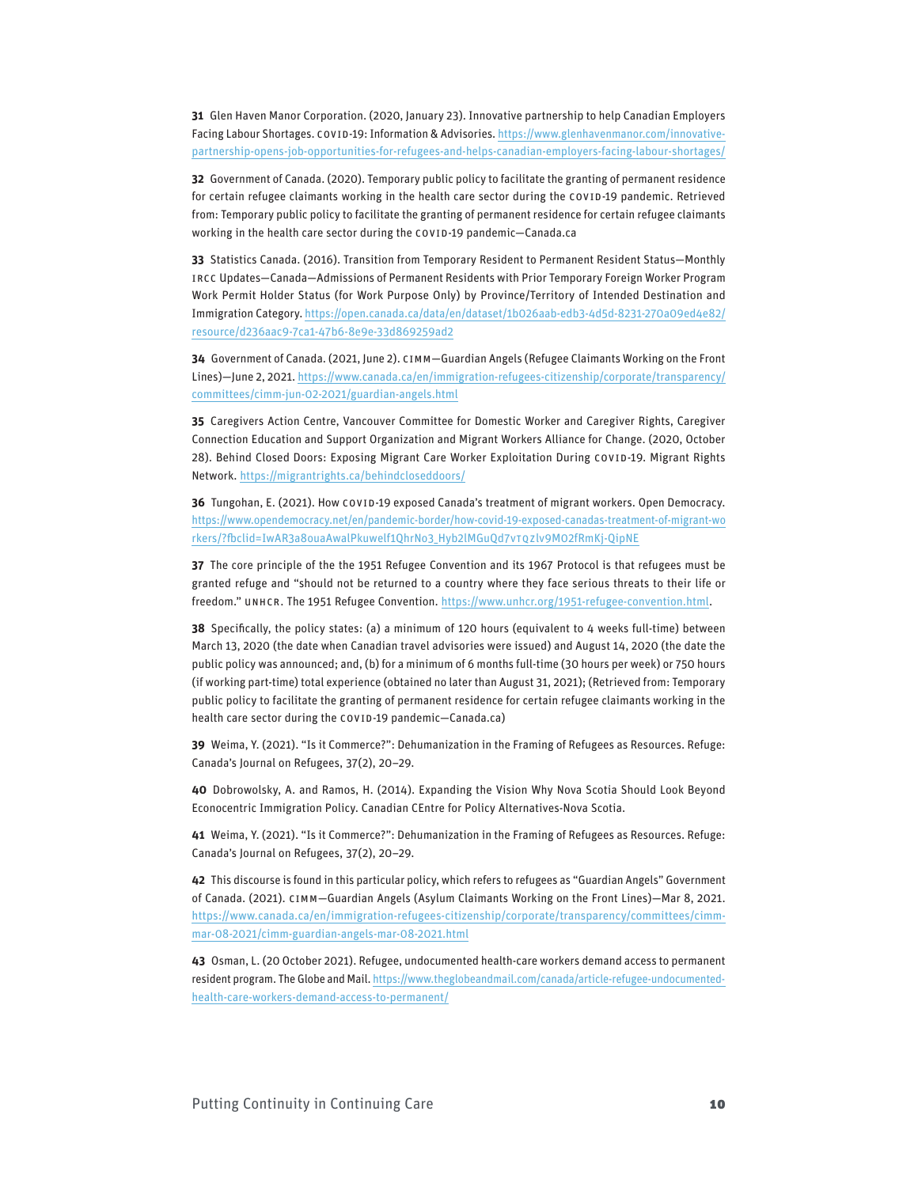**31** Glen Haven Manor Corporation. (2020, January 23). Innovative partnership to help Canadian Employers Facing Labour Shortages. COVID-19: Information & Advisories. https://www.glenhavenmanor.com/innovative-partnership-opens-job-opportunities-for-refugees-and-helps-canadian-employers-facing-labour-shortages/

**32** Government of Canada. (2020). Temporary public policy to facilitate the granting of permanent residence for certain refugee claimants working in the health care sector during the COVID-19 pandemic. Retrieved from: Temporary public policy to facilitate the granting of permanent residence for certain refugee claimants working in the health care sector during the COVID-19 pandemic—Canada.ca

**33** Statistics Canada. (2016). Transition from Temporary Resident to Permanent Resident Status—Monthly IRCC Updates—Canada—Admissions of Permanent Residents with Prior Temporary Foreign Worker Program Work Permit Holder Status (for Work Purpose Only) by Province/Territory of Intended Destination and Immigration Category. https://open.canada.ca/data/en/dataset/1b026aab-edb3-4d5d-8231-270a09ed4e82/resource/d236aac9-7ca1-47b6-8e9e-33d869259ad2

**34** Government of Canada. (2021, June 2). CIMM—Guardian Angels (Refugee Claimants Working on the Front Lines)—June 2, 2021. https://www.canada.ca/en/immigration-refugees-citizenship/corporate/transparency/committees/cimm-jun-02-2021/guardian-angels.html

**35** Caregivers Action Centre, Vancouver Committee for Domestic Worker and Caregiver Rights, Caregiver Connection Education and Support Organization and Migrant Workers Alliance for Change. (2020, October 28). Behind Closed Doors: Exposing Migrant Care Worker Exploitation During COVID-19. Migrant Rights Network. https://migrantrights.ca/behindcloseddoors/

**36** Tungohan, E. (2021). How COVID-19 exposed Canada's treatment of migrant workers. Open Democracy. https://www.opendemocracy.net/en/pandemic-border/how-covid-19-exposed-canadas-treatment-of-migrant-workers/?fbclid=IwAR3a8ouaAwalPkuwelf1QhrNo3_Hyb2lMGuQd7vTQzlv9MO2fRmKj-QipNE

**37** The core principle of the the 1951 Refugee Convention and its 1967 Protocol is that refugees must be granted refuge and "should not be returned to a country where they face serious threats to their life or freedom." UNHCR. The 1951 Refugee Convention. https://www.unhcr.org/1951-refugee-convention.html.

**38** Specifically, the policy states: (a) a minimum of 120 hours (equivalent to 4 weeks full-time) between March 13, 2020 (the date when Canadian travel advisories were issued) and August 14, 2020 (the date the public policy was announced; and, (b) for a minimum of 6 months full-time (30 hours per week) or 750 hours (if working part-time) total experience (obtained no later than August 31, 2021); (Retrieved from: Temporary public policy to facilitate the granting of permanent residence for certain refugee claimants working in the health care sector during the COVID-19 pandemic—Canada.ca)

**39** Weima, Y. (2021). "Is it Commerce?": Dehumanization in the Framing of Refugees as Resources. Refuge: Canada's Journal on Refugees, 37(2), 20–29.

**40** Dobrowolsky, A. and Ramos, H. (2014). Expanding the Vision Why Nova Scotia Should Look Beyond Econocentric Immigration Policy. Canadian CEntre for Policy Alternatives-Nova Scotia.

**41** Weima, Y. (2021). "Is it Commerce?": Dehumanization in the Framing of Refugees as Resources. Refuge: Canada's Journal on Refugees, 37(2), 20–29.

**42** This discourse is found in this particular policy, which refers to refugees as "Guardian Angels" Government of Canada. (2021). CIMM—Guardian Angels (Asylum Claimants Working on the Front Lines)—Mar 8, 2021. https://www.canada.ca/en/immigration-refugees-citizenship/corporate/transparency/committees/cimm-mar-08-2021/cimm-guardian-angels-mar-08-2021.html

**43** Osman, L. (20 October 2021). Refugee, undocumented health-care workers demand access to permanent resident program. The Globe and Mail. https://www.theglobeandmail.com/canada/article-refugee-undocumented-health-care-workers-demand-access-to-permanent/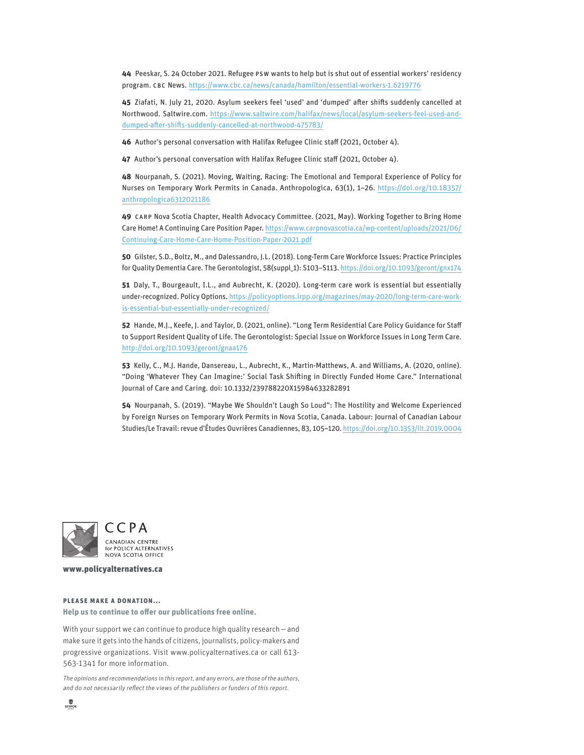44 Peeskar, S. 24 October 2021. Refugee PSW wants to help but is shut out of essential workers' residency program. CBC News. https://www.cbc.ca/news/canada/hamilton/essential-workers-1.6219776

45 Ziafati, N. July 21, 2020. Asylum seekers feel 'used' and 'dumped' after shifts suddenly cancelled at Northwood. Saltwire.com. https://www.saltwire.com/halifax/news/local/asylum-seekers-feel-used-and-dumped-after-shifts-suddenly-cancelled-at-northwood-475783/

46 Author's personal conversation with Halifax Refugee Clinic staff (2021, October 4).

47 Author's personal conversation with Halifax Refugee Clinic staff (2021, October 4).

48 Nourpanah, S. (2021). Moving, Waiting, Racing: The Emotional and Temporal Experience of Policy for Nurses on Temporary Work Permits in Canada. Anthropologica, 63(1), 1–26. https://doi.org/10.18357/anthropologica6312021186

49 CARP Nova Scotia Chapter, Health Advocacy Committee. (2021, May). Working Together to Bring Home Care Home! A Continuing Care Position Paper. https://www.carpnovascotia.ca/wp-content/uploads/2021/06/Continuing-Care-Home-Care-Home-Position-Paper-2021.pdf

50 Gilster, S.D., Boltz, M., and Dalessandro, J.L. (2018). Long-Term Care Workforce Issues: Practice Principles for Quality Dementia Care. The Gerontologist, 58(suppl_1): S103–S113. https://doi.org/10.1093/geront/gnx174

51 Daly, T., Bourgeault, I.L., and Aubrecht, K. (2020). Long-term care work is essential but essentially under-recognized. Policy Options. https://policyoptions.irpp.org/magazines/may-2020/long-term-care-work-is-essential-but-essentially-under-recognized/

52 Hande, M.J., Keefe, J. and Taylor, D. (2021, online). "Long Term Residential Care Policy Guidance for Staff to Support Resident Quality of Life. The Gerontologist: Special Issue on Workforce Issues in Long Term Care. http://doi.org/10.1093/geront/gnaa176

53 Kelly, C., M.J. Hande, Dansereau, L., Aubrecht, K., Martin-Matthews, A. and Williams, A. (2020, online). "Doing 'Whatever They Can Imagine:' Social Task Shifting in Directly Funded Home Care." International Journal of Care and Caring. doi: 10.1332/239788220X15984633282891

54 Nourpanah, S. (2019). "Maybe We Shouldn't Laugh So Loud": The Hostility and Welcome Experienced by Foreign Nurses on Temporary Work Permits in Nova Scotia, Canada. Labour: Journal of Canadian Labour Studies/Le Travail: revue d'Études Ouvrières Canadiennes, 83, 105–120. https://doi.org/10.1353/llt.2019.0004

CCPA
CANADIAN CENTRE
for POLICY ALTERNATIVES
NOVA SCOTIA OFFICE

**www.policyalternatives.ca**

**PLEASE MAKE A DONATION...**

**Help us to continue to offer our publications free online.**

With your support we can continue to produce high quality research — and make sure it gets into the hands of citizens, journalists, policy-makers and progressive organizations. Visit www.policyalternatives.ca or call 613-563-1341 for more information.

*The opinions and recommendations in this report, and any errors, are those of the authors, and do not necessarily reflect the views of the publishers or funders of this report.*